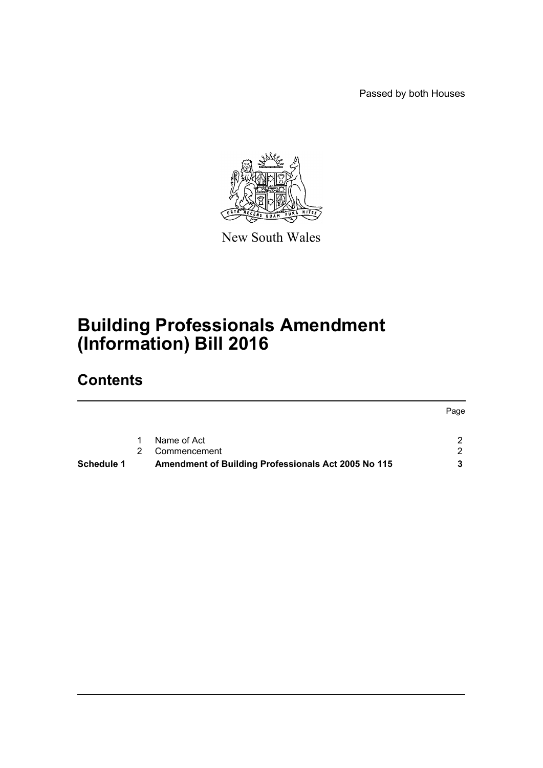Passed by both Houses

New South Wales

# Building Professionals Amendment (Information) Bill 2016

## Contents

| | | | Page |
|---|---|---|---|
| | 1 | Name of Act | 2 |
| | 2 | Commencement | 2 |
| **Schedule 1** | | **Amendment of Building Professionals Act 2005 No 115** | **3** |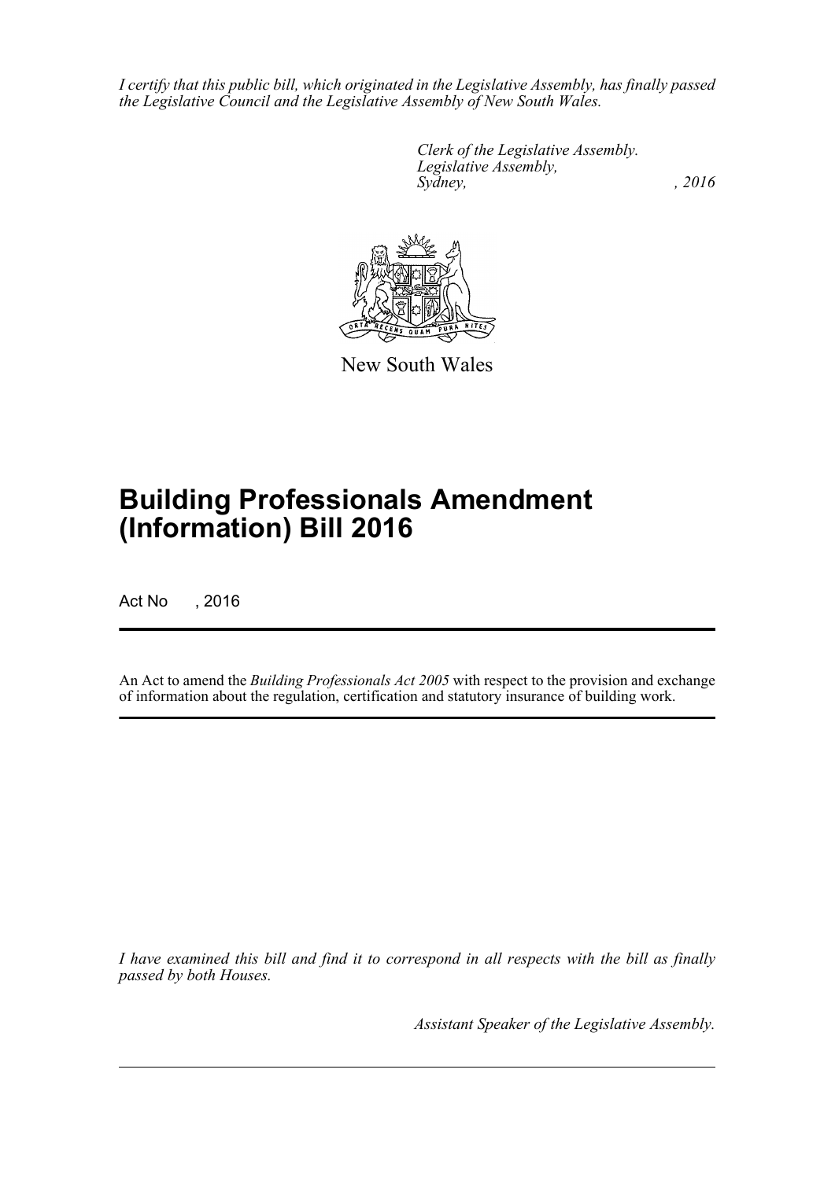*I certify that this public bill, which originated in the Legislative Assembly, has finally passed the Legislative Council and the Legislative Assembly of New South Wales.*

*Clerk of the Legislative Assembly.*
*Legislative Assembly,*
*Sydney, , 2016*

New South Wales

# Building Professionals Amendment (Information) Bill 2016

Act No , 2016

An Act to amend the *Building Professionals Act 2005* with respect to the provision and exchange of information about the regulation, certification and statutory insurance of building work.

*I have examined this bill and find it to correspond in all respects with the bill as finally passed by both Houses.*

*Assistant Speaker of the Legislative Assembly.*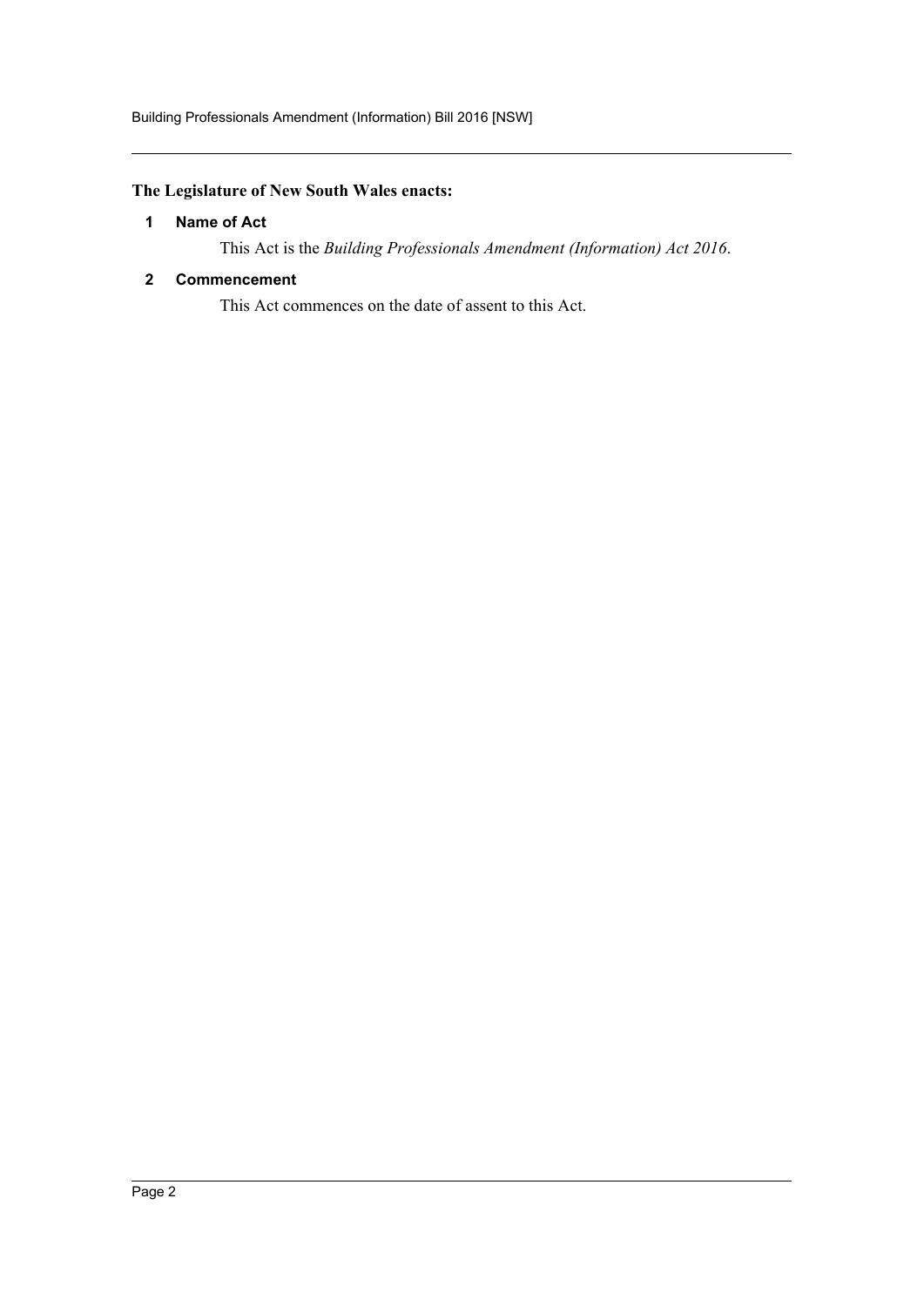**The Legislature of New South Wales enacts:**

## 1 Name of Act

This Act is the *Building Professionals Amendment (Information) Act 2016*.

## 2 Commencement

This Act commences on the date of assent to this Act.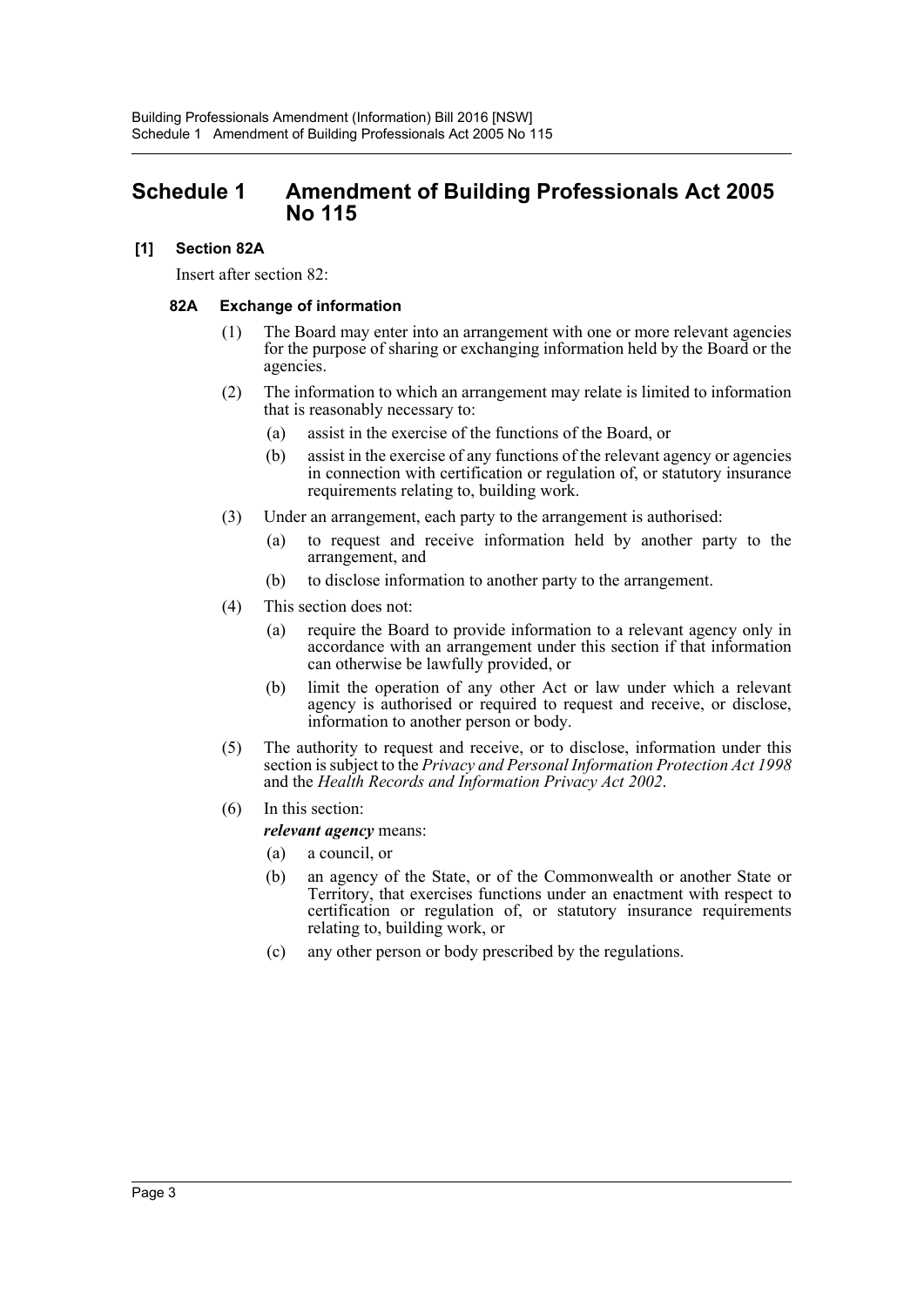# Schedule 1 Amendment of Building Professionals Act 2005 No 115

**[1] Section 82A**

Insert after section 82:

**82A Exchange of information**

(1) The Board may enter into an arrangement with one or more relevant agencies for the purpose of sharing or exchanging information held by the Board or the agencies.

(2) The information to which an arrangement may relate is limited to information that is reasonably necessary to:

(a) assist in the exercise of the functions of the Board, or

(b) assist in the exercise of any functions of the relevant agency or agencies in connection with certification or regulation of, or statutory insurance requirements relating to, building work.

(3) Under an arrangement, each party to the arrangement is authorised:

(a) to request and receive information held by another party to the arrangement, and

(b) to disclose information to another party to the arrangement.

(4) This section does not:

(a) require the Board to provide information to a relevant agency only in accordance with an arrangement under this section if that information can otherwise be lawfully provided, or

(b) limit the operation of any other Act or law under which a relevant agency is authorised or required to request and receive, or disclose, information to another person or body.

(5) The authority to request and receive, or to disclose, information under this section is subject to the *Privacy and Personal Information Protection Act 1998* and the *Health Records and Information Privacy Act 2002*.

(6) In this section:

***relevant agency*** means:

(a) a council, or

(b) an agency of the State, or of the Commonwealth or another State or Territory, that exercises functions under an enactment with respect to certification or regulation of, or statutory insurance requirements relating to, building work, or

(c) any other person or body prescribed by the regulations.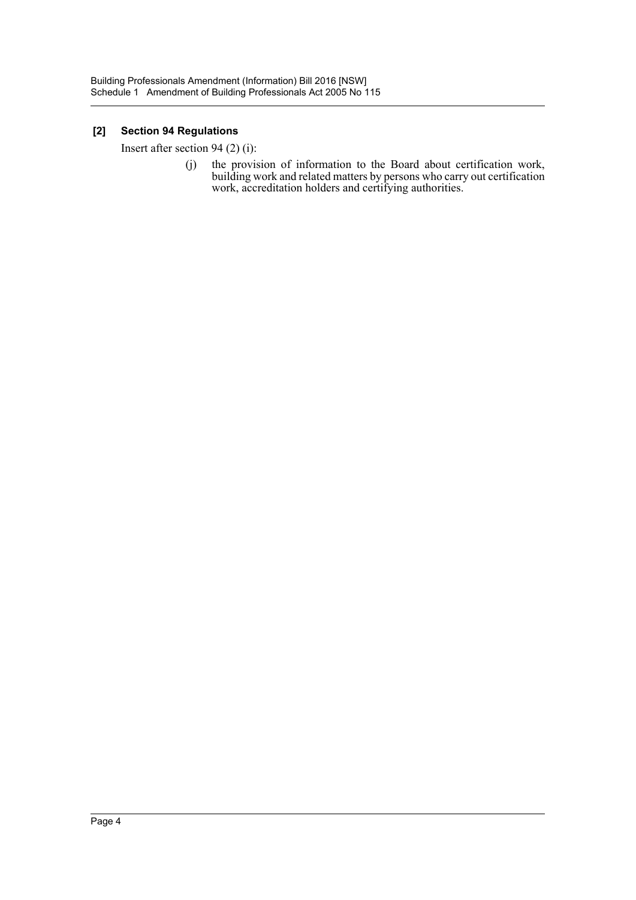### [2] Section 94 Regulations

Insert after section 94 (2) (i):

(j) the provision of information to the Board about certification work, building work and related matters by persons who carry out certification work, accreditation holders and certifying authorities.